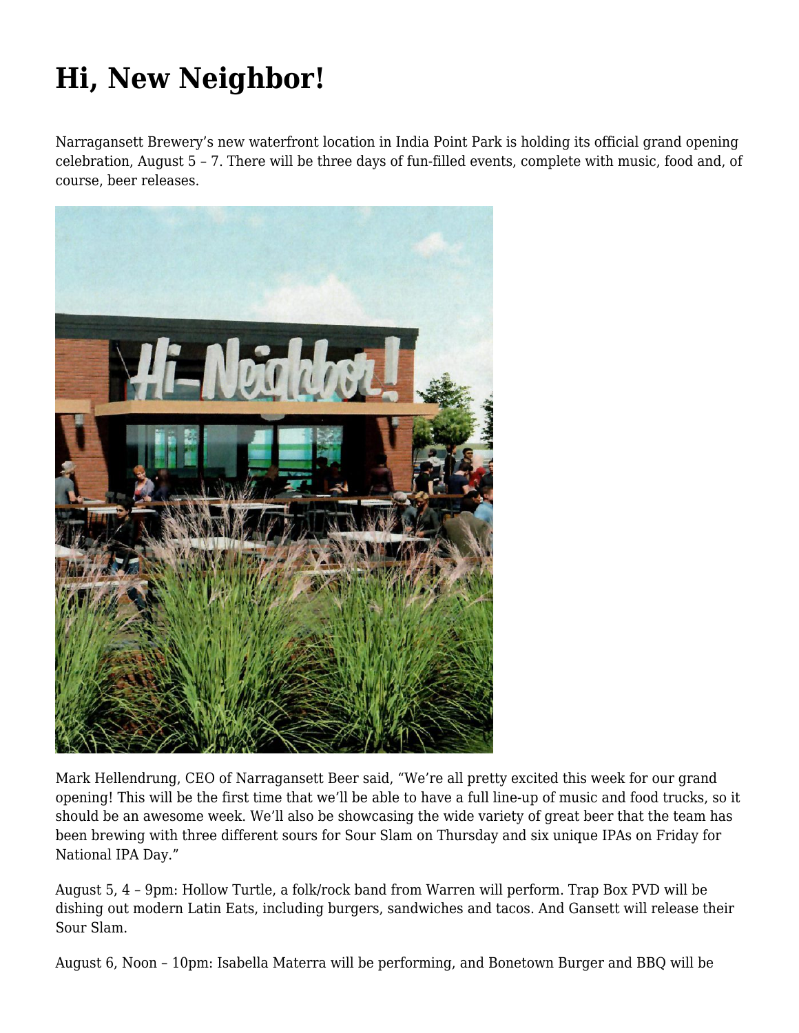# Hi, New Neighbor!

Narragansett Brewery's new waterfront location in India Point Park is holding its official grand opening celebration, August 5 – 7. There will be three days of fun-filled events, complete with music, food and, of course, beer releases.

Mark Hellendrung, CEO of Narragansett Beer said, "We're all pretty excited this week for our grand opening! This will be the first time that we'll be able to have a full line-up of music and food trucks, so it should be an awesome week. We'll also be showcasing the wide variety of great beer that the team has been brewing with three different sours for Sour Slam on Thursday and six unique IPAs on Friday for National IPA Day."

August 5, 4 – 9pm: Hollow Turtle, a folk/rock band from Warren will perform. Trap Box PVD will be dishing out modern Latin Eats, including burgers, sandwiches and tacos. And Gansett will release their Sour Slam.

August 6, Noon – 10pm: Isabella Materra will be performing, and Bonetown Burger and BBQ will be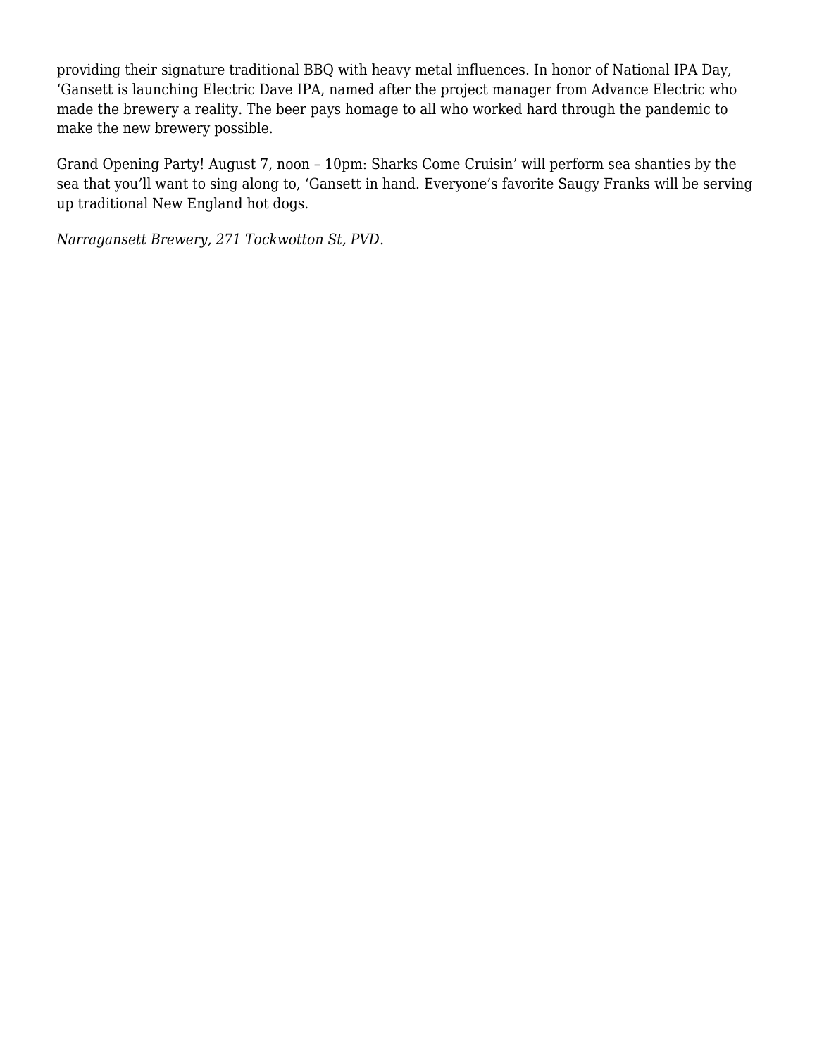providing their signature traditional BBQ with heavy metal influences. In honor of National IPA Day, 'Gansett is launching Electric Dave IPA, named after the project manager from Advance Electric who made the brewery a reality. The beer pays homage to all who worked hard through the pandemic to make the new brewery possible.

Grand Opening Party! August 7, noon – 10pm: Sharks Come Cruisin' will perform sea shanties by the sea that you'll want to sing along to, 'Gansett in hand. Everyone's favorite Saugy Franks will be serving up traditional New England hot dogs.

*Narragansett Brewery, 271 Tockwotton St, PVD.*